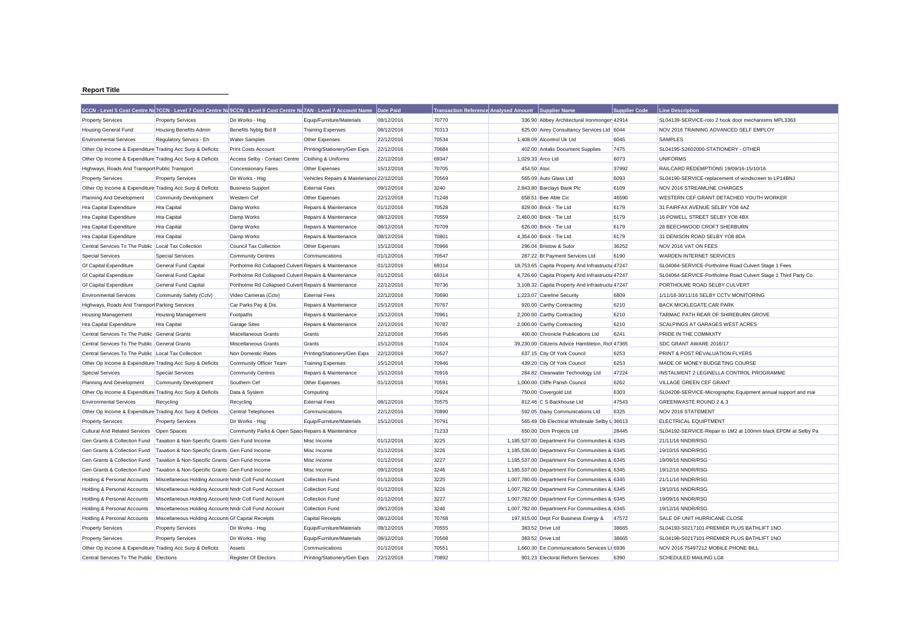**Report Title**

| 5CCN - Level 5 Cost Centre Na | 7CCN - Level 7 Cost Centre Na | 9CCN - Level 9 Cost Centre Na | 7AN - Level 7 Account Name | Date Paid | Transaction Reference | Analysed Amount | Supplier Name | Supplier Code | Line Description |
|---|---|---|---|---|---|---|---|---|---|
| Property Services | Property Services | Dir Works - Hsg | Equip/Furniture/Materials | 08/12/2016 | 70770 | 336.90 | Abbey Architectural Ironmonger | 42914 | SL04139-SERVICE-roto 2 hook door mechanisms MPL3363 |
| Housing General Fund | Housing Benefits Admin | Benefits Nybtg Bid 8 | Training Expenses | 08/12/2016 | 70313 | 625.00 | Airey Consultancy Services Ltd | 6044 | NOV 2016 TRAINING ADVANCED SELF EMPLOY |
| Environmental Services | Regulatory Servics - Eh | Water Samples | Other Expenses | 22/12/2016 | 70534 | 1,408.09 | Alcontrol Uk Ltd | 6045 | SAMPLES |
| Other Op Income & Expenditure | Trading Acc Surp & Deficits | Print Costs Account | Printing/Stationery/Gen Exps | 22/12/2016 | 70684 | 402.00 | Antalis Document Supplies | 7475 | SL04195-S2602000-STATIONERY - OTHER |
| Other Op Income & Expenditure | Trading Acc Surp & Deficits | Access Selby - Contact Centre | Clothing & Uniforms | 22/12/2016 | 69347 | 1,029.33 | Arco Ltd | 6073 | UNIFORMS |
| Highways, Roads And Transport | Public Transport | Concessionary Fares | Other Expenses | 15/12/2016 | 70705 | 454.50 | Atoc | 37992 | RAILCARD REDEMPTIONS 19/09/16-15/10/16 |
| Property Services | Property Services | Dir Works - Hsg | Vehicles Repairs & Maintenance | 22/12/2016 | 70569 | 565.09 | Auto Glass Ltd | 6093 | SL04190-SERVICE-replacement of windscreen to LP14BNJ |
| Other Op Income & Expenditure | Trading Acc Surp & Deficits | Business Support | External Fees | 09/12/2016 | 3240 | 2,843.80 | Barclays Bank Plc | 6109 | NOV 2016 STREAMLINE CHARGES |
| Planning And Development | Community Development | Western Cef | Other Expenses | 22/12/2016 | 71248 | 658.51 | Bee Able Cic | 46590 | WESTERN CEF GRANT DETACHED YOUTH WORKER |
| Hra Capital Expenditure | Hra Capital | Damp Works | Repairs & Maintenance | 01/12/2016 | 70528 | 829.00 | Brick - Tie Ltd | 6179 | 31 FAIRFAX AVENUE SELBY YO8 4AZ |
| Hra Capital Expenditure | Hra Capital | Damp Works | Repairs & Maintenance | 08/12/2016 | 70559 | 2,460.00 | Brick - Tie Ltd | 6179 | 16 POWELL STREET SELBY YO8 4BX |
| Hra Capital Expenditure | Hra Capital | Damp Works | Repairs & Maintenance | 08/12/2016 | 70709 | 626.00 | Brick - Tie Ltd | 6179 | 28 BEECHWOOD CROFT SHERBURN |
| Hra Capital Expenditure | Hra Capital | Damp Works | Repairs & Maintenance | 08/12/2016 | 70801 | 4,354.00 | Brick - Tie Ltd | 6179 | 31 DENISON ROAD SELBY YO8 8DA |
| Central Services To The Public | Local Tax Collection | Council Tax Collection | Other Expenses | 15/12/2016 | 70966 | 296.04 | Bristow & Sutor | 36252 | NOV 2016 VAT ON FEES |
| Special Services | Special Services | Community Centres | Communications | 01/12/2016 | 70547 | 287.22 | Bt Payment Services Ltd | 6190 | WARDEN INTERNET SERVICES |
| Gf Capital Expenditure | General Fund Capital | Portholme Rd Collapsed Culvert | Repairs & Maintenance | 01/12/2016 | 69314 | 18,753.65 | Capita Property And Infrastructu | 47247 | SL04064-SERVICE-Portholme Road Culvert Stage 1 Fees |
| Gf Capital Expenditure | General Fund Capital | Portholme Rd Collapsed Culvert | Repairs & Maintenance | 01/12/2016 | 69314 | 4,726.60 | Capita Property And Infrastructu | 47247 | SL04064-SERVICE-Portholme Road Culvert Stage 1 Third Party Co |
| Gf Capital Expenditure | General Fund Capital | Portholme Rd Collapsed Culvert | Repairs & Maintenance | 22/12/2016 | 70736 | 3,108.32 | Capita Property And Infrastructu | 47247 | PORTHOLME ROAD SELBY CULVERT |
| Environmental Services | Community Safety (Cctv) | Video Cameras (Cctv) | External Fees | 22/12/2016 | 70690 | 1,223.07 | Careline Security | 6809 | 1/11/16-30/11/16 SELBY CCTV MONITORING |
| Highways, Roads And Transport | Parking Services | Car Parks Pay & Dis. | Repairs & Maintenance | 15/12/2016 | 70767 | 920.00 | Carthy Contracting | 6210 | BACK MICKLEGATE CAR PARK |
| Housing Management | Housing Management | Footpaths | Repairs & Maintenance | 15/12/2016 | 70961 | 2,200.00 | Carthy Contracting | 6210 | TARMAC PATH REAR OF SHIREBURN GROVE |
| Hra Capital Expenditure | Hra Capital | Garage Sites | Repairs & Maintenance | 22/12/2016 | 70787 | 2,000.00 | Carthy Contracting | 6210 | SCALPINGS AT GARAGES WEST ACRES |
| Central Services To The Public | General Grants | Miscellaneous Grants | Grants | 22/12/2016 | 70545 | 400.00 | Chronicle Publications Ltd | 6241 | PRIDE IN THE COMMUITY |
| Central Services To The Public | General Grants | Miscellaneous Grants | Grants | 15/12/2016 | 71024 | 39,230.00 | Citizens Advice Hambleton, Rich | 47365 | SDC GRANT AWARE 2016/17 |
| Central Services To The Public | Local Tax Collection | Non Domestic Rates | Printing/Stationery/Gen Exps | 22/12/2016 | 70527 | 637.15 | City Of York Council | 6253 | PRINT & POST REVALUATION FLYERS |
| Other Op Income & Expenditure | Trading Acc Surp & Deficits | Community Officer Team | Training Expenses | 15/12/2016 | 70946 | 439.20 | City Of York Council | 6253 | MADE OF MONEY BUDGETING COURSE |
| Special Services | Special Services | Community Centres | Repairs & Maintenance | 15/12/2016 | 70916 | 284.82 | Clearwater Technology Ltd | 47224 | INSTALMENT 2 LEGINELLA CONTROL PROGRAMME |
| Planning And Development | Community Development | Southern Cef | Other Expenses | 01/12/2016 | 70591 | 1,000.00 | Cliffe Parish Council | 6262 | VILLAGE GREEN CEF GRANT |
| Other Op Income & Expenditure | Trading Acc Surp & Deficits | Data & System | Computing | | 70924 | 750.00 | Covergold Ltd | 6303 | SL04208-SERVICE-Micrographic Equipment annual support and mai |
| Environmental Services | Recycling | Recycling | External Fees | 08/12/2016 | 70575 | 812.46 | C S Backhouse Ltd | 47543 | GREENWASTE ROUND 2 & 3 |
| Other Op Income & Expenditure | Trading Acc Surp & Deficits | Central Telephones | Communications | 22/12/2016 | 70890 | 592.05 | Daisy Communications Ltd | 6325 | NOV 2016 STATEMENT |
| Property Services | Property Services | Dir Works - Hsg | Equip/Furniture/Materials | 15/12/2016 | 70791 | 565.49 | Db Electrical Wholesale Selby L | 36613 | ELECTRICAL EQUIPTMENT |
| Cultural And Related Services | Open Spaces | Community Parks & Open Spaces | Repairs & Maintenance | | 71233 | 650.00 | Dcm Projects Ltd | 28445 | SL04192-SERVICE-Repair to 1M2 at 100mm black EPDM at Selby Pa |
| Gen Grants & Collection Fund | Taxation & Non-Specific Grants | Gen Fund Income | Misc Income | 01/12/2016 | 3225 | 1,185,537.00 | Department For Communities & | 6345 | 21/11/16 NNDR/RSG |
| Gen Grants & Collection Fund | Taxation & Non-Specific Grants | Gen Fund Income | Misc Income | 01/12/2016 | 3226 | 1,185,536.00 | Department For Communities & | 6345 | 19/10/16 NNDR/RSG |
| Gen Grants & Collection Fund | Taxation & Non-Specific Grants | Gen Fund Income | Misc Income | 01/12/2016 | 3227 | 1,185,537.00 | Department For Communities & | 6345 | 19/09/16 NNDR/RSG |
| Gen Grants & Collection Fund | Taxation & Non-Specific Grants | Gen Fund Income | Misc Income | 09/12/2016 | 3246 | 1,185,537.00 | Department For Communities & | 6345 | 19/12/16 NNDR/RSG |
| Holding & Personal Accounts | Miscellaneous Holding Accounts | Nndr Coll Fund Account | Collection Fund | 01/12/2016 | 3225 | 1,007,780.00 | Department For Communities & | 6345 | 21/11/16 NNDR/RSG |
| Holding & Personal Accounts | Miscellaneous Holding Accounts | Nndr Coll Fund Account | Collection Fund | 01/12/2016 | 3226 | 1,007,782.00 | Department For Communities & | 6345 | 19/10/16 NNDR/RSG |
| Holding & Personal Accounts | Miscellaneous Holding Accounts | Nndr Coll Fund Account | Collection Fund | 01/12/2016 | 3227 | 1,007,782.00 | Department For Communities & | 6345 | 19/09/16 NNDR/RSG |
| Holding & Personal Accounts | Miscellaneous Holding Accounts | Nndr Coll Fund Account | Collection Fund | 09/12/2016 | 3246 | 1,007,782.00 | Department For Communities & | 6345 | 19/12/16 NNDR/RSG |
| Holding & Personal Accounts | Miscellaneous Holding Accounts | Gf Capital Receipts | Capital Receipts | 08/12/2016 | 70768 | 197,915.00 | Dept For Business Energy & | 47572 | SALE OF UNIT HURRICANE CLOSE |
| Property Services | Property Services | Dir Works - Hsg | Equip/Furniture/Materials | 08/12/2016 | 70555 | 383.52 | Drive Ltd | 38665 | SL04193-S0217101-PREMIER PLUS BATHLIFT 1NO |
| Property Services | Property Services | Dir Works - Hsg | Equip/Furniture/Materials | 08/12/2016 | 70568 | 383.52 | Drive Ltd | 38665 | SL04198-S0217101-PREMIER PLUS BATHLIFT 1NO |
| Other Op Income & Expenditure | Trading Acc Surp & Deficits | Assets | Communications | 01/12/2016 | 70551 | 1,660.30 | Ee Communications Services Lt | 6936 | NOV 2016 75497212 MOBILE PHONE BILL |
| Central Services To The Public | Elections | Register Of Electors | Printing/Stationery/Gen Exps | 22/12/2016 | 70892 | 901.23 | Electoral Reform Services | 6390 | SCHEDULED MAILING LG8 |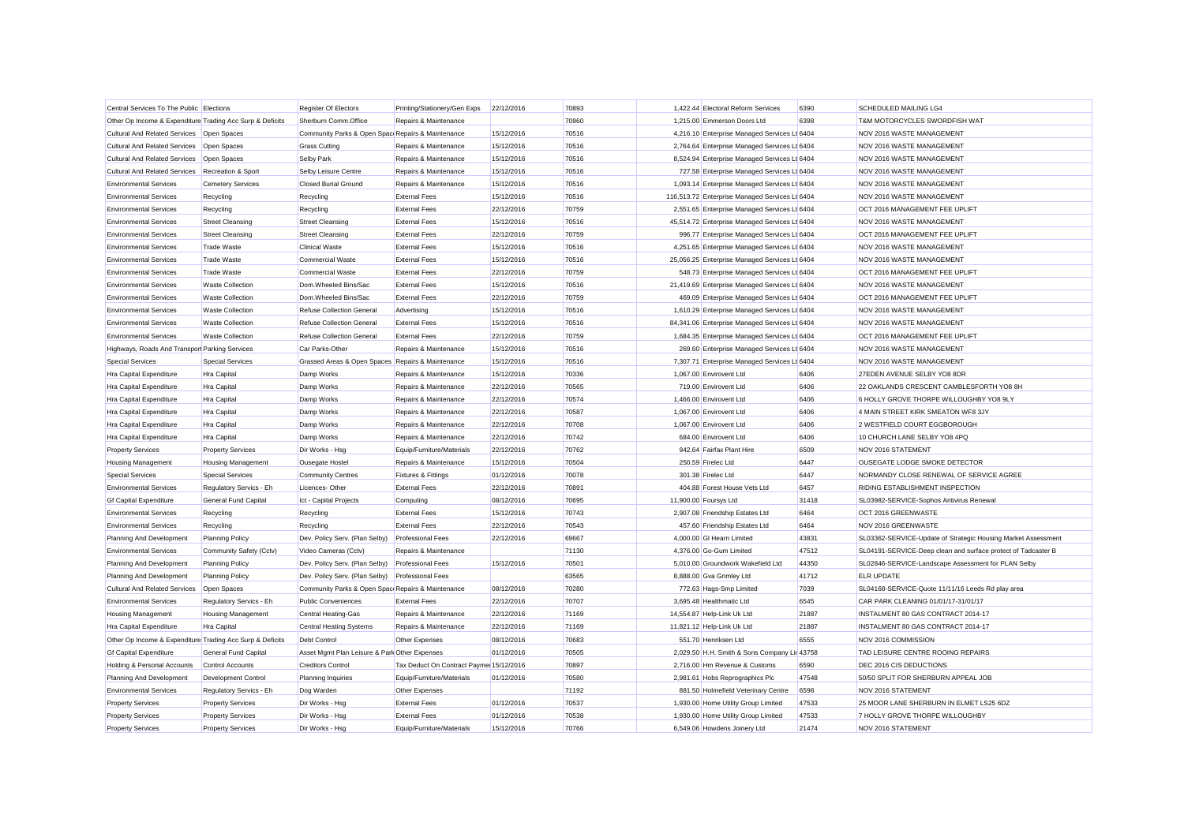| | | | | | | | | | |
|---|---|---|---|---|---|---|---|---|---|
| Central Services To The Public | Elections | Register Of Electors | Printing/Stationery/Gen Exps | 22/12/2016 | 70893 | 1,422.44 | Electoral Reform Services | 6390 | SCHEDULED MAILING LG4 |
| Other Op Income & Expenditure | Trading Acc Surp & Deficits | Sherburn Comm.Office | Repairs & Maintenance | | 70960 | 1,215.00 | Emmerson Doors Ltd | 6398 | T&M MOTORCYCLES SWORDFISH WAT |
| Cultural And Related Services | Open Spaces | Community Parks & Open Spac | Repairs & Maintenance | 15/12/2016 | 70516 | 4,216.10 | Enterprise Managed Services Lt | 6404 | NOV 2016 WASTE MANAGEMENT |
| Cultural And Related Services | Open Spaces | Grass Cutting | Repairs & Maintenance | 15/12/2016 | 70516 | 2,764.64 | Enterprise Managed Services Lt | 6404 | NOV 2016 WASTE MANAGEMENT |
| Cultural And Related Services | Open Spaces | Selby Park | Repairs & Maintenance | 15/12/2016 | 70516 | 8,524.94 | Enterprise Managed Services Lt | 6404 | NOV 2016 WASTE MANAGEMENT |
| Cultural And Related Services | Recreation & Sport | Selby Leisure Centre | Repairs & Maintenance | 15/12/2016 | 70516 | 727.58 | Enterprise Managed Services Lt | 6404 | NOV 2016 WASTE MANAGEMENT |
| Environmental Services | Cemetery Services | Closed Burial Ground | Repairs & Maintenance | 15/12/2016 | 70516 | 1,093.14 | Enterprise Managed Services Lt | 6404 | NOV 2016 WASTE MANAGEMENT |
| Environmental Services | Recycling | Recycling | External Fees | 15/12/2016 | 70516 | 116,513.72 | Enterprise Managed Services Lt | 6404 | NOV 2016 WASTE MANAGEMENT |
| Environmental Services | Recycling | Recycling | External Fees | 22/12/2016 | 70759 | 2,551.65 | Enterprise Managed Services Lt | 6404 | OCT 2016 MANAGEMENT FEE UPLIFT |
| Environmental Services | Street Cleansing | Street Cleansing | External Fees | 15/12/2016 | 70516 | 45,514.72 | Enterprise Managed Services Lt | 6404 | NOV 2016 WASTE MANAGEMENT |
| Environmental Services | Street Cleansing | Street Cleansing | External Fees | 22/12/2016 | 70759 | 996.77 | Enterprise Managed Services Lt | 6404 | OCT 2016 MANAGEMENT FEE UPLIFT |
| Environmental Services | Trade Waste | Clinical Waste | External Fees | 15/12/2016 | 70516 | 4,251.65 | Enterprise Managed Services Lt | 6404 | NOV 2016 WASTE MANAGEMENT |
| Environmental Services | Trade Waste | Commercial Waste | External Fees | 15/12/2016 | 70516 | 25,056.25 | Enterprise Managed Services Lt | 6404 | NOV 2016 WASTE MANAGEMENT |
| Environmental Services | Trade Waste | Commercial Waste | External Fees | 22/12/2016 | 70759 | 548.73 | Enterprise Managed Services Lt | 6404 | OCT 2016 MANAGEMENT FEE UPLIFT |
| Environmental Services | Waste Collection | Dom.Wheeled Bins/Sac | External Fees | 15/12/2016 | 70516 | 21,419.69 | Enterprise Managed Services Lt | 6404 | NOV 2016 WASTE MANAGEMENT |
| Environmental Services | Waste Collection | Dom.Wheeled Bins/Sac | External Fees | 22/12/2016 | 70759 | 469.09 | Enterprise Managed Services Lt | 6404 | OCT 2016 MANAGEMENT FEE UPLIFT |
| Environmental Services | Waste Collection | Refuse Collection General | Advertising | 15/12/2016 | 70516 | 1,610.29 | Enterprise Managed Services Lt | 6404 | NOV 2016 WASTE MANAGEMENT |
| Environmental Services | Waste Collection | Refuse Collection General | External Fees | 15/12/2016 | 70516 | 84,341.06 | Enterprise Managed Services Lt | 6404 | NOV 2016 WASTE MANAGEMENT |
| Environmental Services | Waste Collection | Refuse Collection General | External Fees | 22/12/2016 | 70759 | 1,684.35 | Enterprise Managed Services Lt | 6404 | OCT 2016 MANAGEMENT FEE UPLIFT |
| Highways, Roads And Transport | Parking Services | Car Parks-Other | Repairs & Maintenance | 15/12/2016 | 70516 | 269.60 | Enterprise Managed Services Lt | 6404 | NOV 2016 WASTE MANAGEMENT |
| Special Services | Special Services | Grassed Areas & Open Spaces | Repairs & Maintenance | 15/12/2016 | 70516 | 7,307.71 | Enterprise Managed Services Lt | 6404 | NOV 2016 WASTE MANAGEMENT |
| Hra Capital Expenditure | Hra Capital | Damp Works | Repairs & Maintenance | 15/12/2016 | 70336 | 1,067.00 | Envirovent Ltd | 6406 | 27EDEN AVENUE SELBY YO8 8DR |
| Hra Capital Expenditure | Hra Capital | Damp Works | Repairs & Maintenance | 22/12/2016 | 70565 | 719.00 | Envirovent Ltd | 6406 | 22 OAKLANDS CRESCENT CAMBLESFORTH YO8 8H |
| Hra Capital Expenditure | Hra Capital | Damp Works | Repairs & Maintenance | 22/12/2016 | 70574 | 1,466.00 | Envirovent Ltd | 6406 | 6 HOLLY GROVE THORPE WILLOUGHBY YO8 9LY |
| Hra Capital Expenditure | Hra Capital | Damp Works | Repairs & Maintenance | 22/12/2016 | 70587 | 1,067.00 | Envirovent Ltd | 6406 | 4 MAIN STREET KIRK SMEATON WF8 3JY |
| Hra Capital Expenditure | Hra Capital | Damp Works | Repairs & Maintenance | 22/12/2016 | 70708 | 1,067.00 | Envirovent Ltd | 6406 | 2 WESTFIELD COURT EGGBOROUGH |
| Hra Capital Expenditure | Hra Capital | Damp Works | Repairs & Maintenance | 22/12/2016 | 70742 | 684.00 | Envirovent Ltd | 6406 | 10 CHURCH LANE SELBY YO8 4PQ |
| Property Services | Property Services | Dir Works - Hsg | Equip/Furniture/Materials | 22/12/2016 | 70762 | 942.64 | Fairfax Plant Hire | 6509 | NOV 2016 STATEMENT |
| Housing Management | Housing Management | Ousegate Hostel | Repairs & Maintenance | 15/12/2016 | 70504 | 250.59 | Firelec Ltd | 6447 | OUSEGATE LODGE SMOKE DETECTOR |
| Special Services | Special Services | Community Centres | Fixtures & Fittings | 01/12/2016 | 70078 | 301.38 | Firelec Ltd | 6447 | NORMANDY CLOSE RENEWAL OF SERVICE AGREE |
| Environmental Services | Regulatory Servics - Eh | Licences- Other | External Fees | 22/12/2016 | 70891 | 404.88 | Forest House Vets Ltd | 6457 | RIDING ESTABLISHMENT INSPECTION |
| Gf Capital Expenditure | General Fund Capital | Ict - Capital Projects | Computing | 08/12/2016 | 70695 | 11,900.00 | Foursys Ltd | 31418 | SL03982-SERVICE-Sophos Antivirus Renewal |
| Environmental Services | Recycling | Recycling | External Fees | 15/12/2016 | 70743 | 2,907.08 | Friendship Estates Ltd | 6464 | OCT 2016 GREENWASTE |
| Environmental Services | Recycling | Recycling | External Fees | 22/12/2016 | 70543 | 457.60 | Friendship Estates Ltd | 6464 | NOV 2016 GREENWASTE |
| Planning And Development | Planning Policy | Dev. Policy Serv. (Plan Selby) | Professional Fees | 22/12/2016 | 69667 | 4,000.00 | Gl Hearn Limited | 43831 | SL03362-SERVICE-Update of Strategic Housing Market Assessment |
| Environmental Services | Community Safety (Cctv) | Video Cameras (Cctv) | Repairs & Maintenance | | 71130 | 4,376.00 | Go-Gum Limited | 47512 | SL04191-SERVICE-Deep clean and surface protect of Tadcaster B |
| Planning And Development | Planning Policy | Dev. Policy Serv. (Plan Selby) | Professional Fees | 15/12/2016 | 70501 | 5,010.00 | Groundwork Wakefield Ltd | 44350 | SL02846-SERVICE-Landscape Assessment for PLAN Selby |
| Planning And Development | Planning Policy | Dev. Policy Serv. (Plan Selby) | Professional Fees | | 63565 | 8,888.00 | Gva Grimley Ltd | 41712 | ELR UPDATE |
| Cultural And Related Services | Open Spaces | Community Parks & Open Spac | Repairs & Maintenance | 08/12/2016 | 70280 | 772.63 | Hags-Smp Limited | 7039 | SL04168-SERVICE-Quote 11/11/16 Leeds Rd play area |
| Environmental Services | Regulatory Servics - Eh | Public Conveniences | External Fees | 22/12/2016 | 70707 | 3,695.48 | Healthmatic Ltd | 6545 | CAR PARK CLEANING 01/01/17-31/01/17 |
| Housing Management | Housing Management | Central Heating-Gas | Repairs & Maintenance | 22/12/2016 | 71169 | 14,554.87 | Help-Link Uk Ltd | 21887 | INSTALMENT 80 GAS CONTRACT 2014-17 |
| Hra Capital Expenditure | Hra Capital | Central Heating Systems | Repairs & Maintenance | 22/12/2016 | 71169 | 11,821.12 | Help-Link Uk Ltd | 21887 | INSTALMENT 80 GAS CONTRACT 2014-17 |
| Other Op Income & Expenditure | Trading Acc Surp & Deficits | Debt Control | Other Expenses | 08/12/2016 | 70683 | 551.70 | Henriksen Ltd | 6555 | NOV 2016 COMMISSION |
| Gf Capital Expenditure | General Fund Capital | Asset Mgmt Plan Leisure & Park | Other Expenses | 01/12/2016 | 70505 | 2,029.50 | H.H. Smith & Sons Company Lin | 43758 | TAD LEISURE CENTRE ROOING REPAIRS |
| Holding & Personal Accounts | Control Accounts | Creditors Control | Tax Deduct On Contract Paymer | 15/12/2016 | 70897 | 2,716.00 | Hm Revenue & Customs | 6590 | DEC 2016 CIS DEDUCTIONS |
| Planning And Development | Development Control | Planning Inquiries | Equip/Furniture/Materials | 01/12/2016 | 70580 | 2,981.61 | Hobs Reprographics Plc | 47548 | 50/50 SPLIT FOR SHERBURN APPEAL JOB |
| Environmental Services | Regulatory Servics - Eh | Dog Warden | Other Expenses | | 71192 | 881.50 | Holmefield Veterinary Centre | 6598 | NOV 2016 STATEMENT |
| Property Services | Property Services | Dir Works - Hsg | External Fees | 01/12/2016 | 70537 | 1,930.00 | Home Utility Group Limited | 47533 | 25 MOOR LANE SHERBURN IN ELMET LS25 6DZ |
| Property Services | Property Services | Dir Works - Hsg | External Fees | 01/12/2016 | 70538 | 1,930.00 | Home Utility Group Limited | 47533 | 7 HOLLY GROVE THORPE WILLOUGHBY |
| Property Services | Property Services | Dir Works - Hsg | Equip/Furniture/Materials | 15/12/2016 | 70766 | 6,549.06 | Howdens Joinery Ltd | 21474 | NOV 2016 STATEMENT |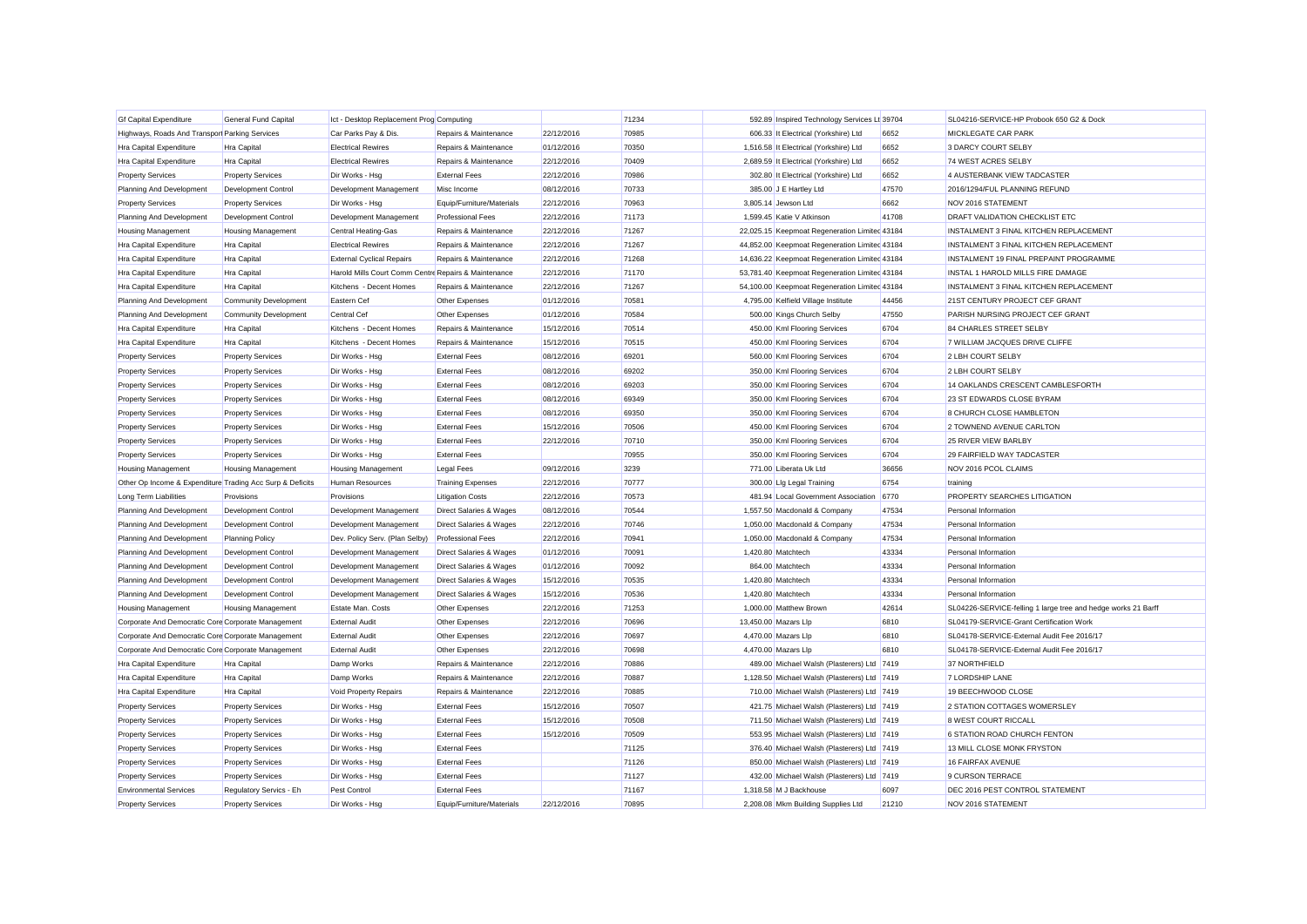| Gf Capital Expenditure | General Fund Capital | Ict - Desktop Replacement Prog | Computing | | 71234 | 592.89 | Inspired Technology Services Lt | 39704 | SL04216-SERVICE-HP Probook 650 G2 & Dock |
|---|---|---|---|---|---|---|---|---|---|
| Highways, Roads And Transport | Parking Services | Car Parks Pay & Dis. | Repairs & Maintenance | 22/12/2016 | 70985 | 606.33 | It Electrical (Yorkshire) Ltd | 6652 | MICKLEGATE CAR PARK |
| Hra Capital Expenditure | Hra Capital | Electrical Rewires | Repairs & Maintenance | 01/12/2016 | 70350 | 1,516.58 | It Electrical (Yorkshire) Ltd | 6652 | 3 DARCY COURT SELBY |
| Hra Capital Expenditure | Hra Capital | Electrical Rewires | Repairs & Maintenance | 22/12/2016 | 70409 | 2,689.59 | It Electrical (Yorkshire) Ltd | 6652 | 74 WEST ACRES SELBY |
| Property Services | Property Services | Dir Works - Hsg | External Fees | 22/12/2016 | 70986 | 302.80 | It Electrical (Yorkshire) Ltd | 6652 | 4 AUSTERBANK VIEW TADCASTER |
| Planning And Development | Development Control | Development Management | Misc Income | 08/12/2016 | 70733 | 385.00 | J E Hartley Ltd | 47570 | 2016/1294/FUL PLANNING REFUND |
| Property Services | Property Services | Dir Works - Hsg | Equip/Furniture/Materials | 22/12/2016 | 70963 | 3,805.14 | Jewson Ltd | 6662 | NOV 2016 STATEMENT |
| Planning And Development | Development Control | Development Management | Professional Fees | 22/12/2016 | 71173 | 1,599.45 | Katie V Atkinson | 41708 | DRAFT VALIDATION CHECKLIST ETC |
| Housing Management | Housing Management | Central Heating-Gas | Repairs & Maintenance | 22/12/2016 | 71267 | 22,025.15 | Keepmoat Regeneration Limited | 43184 | INSTALMENT 3 FINAL KITCHEN REPLACEMENT |
| Hra Capital Expenditure | Hra Capital | Electrical Rewires | Repairs & Maintenance | 22/12/2016 | 71267 | 44,852.00 | Keepmoat Regeneration Limited | 43184 | INSTALMENT 3 FINAL KITCHEN REPLACEMENT |
| Hra Capital Expenditure | Hra Capital | External Cyclical Repairs | Repairs & Maintenance | 22/12/2016 | 71268 | 14,636.22 | Keepmoat Regeneration Limited | 43184 | INSTALMENT 19 FINAL PREPAINT PROGRAMME |
| Hra Capital Expenditure | Hra Capital | Harold Mills Court Comm Centre | Repairs & Maintenance | 22/12/2016 | 71170 | 53,781.40 | Keepmoat Regeneration Limited | 43184 | INSTAL 1 HAROLD MILLS FIRE DAMAGE |
| Hra Capital Expenditure | Hra Capital | Kitchens - Decent Homes | Repairs & Maintenance | 22/12/2016 | 71267 | 54,100.00 | Keepmoat Regeneration Limited | 43184 | INSTALMENT 3 FINAL KITCHEN REPLACEMENT |
| Planning And Development | Community Development | Eastern Cef | Other Expenses | 01/12/2016 | 70581 | 4,795.00 | Kelfield Village Institute | 44456 | 21ST CENTURY PROJECT CEF GRANT |
| Planning And Development | Community Development | Central Cef | Other Expenses | 01/12/2016 | 70584 | 500.00 | Kings Church Selby | 47550 | PARISH NURSING PROJECT CEF GRANT |
| Hra Capital Expenditure | Hra Capital | Kitchens - Decent Homes | Repairs & Maintenance | 15/12/2016 | 70514 | 450.00 | Kml Flooring Services | 6704 | 84 CHARLES STREET SELBY |
| Hra Capital Expenditure | Hra Capital | Kitchens - Decent Homes | Repairs & Maintenance | 15/12/2016 | 70515 | 450.00 | Kml Flooring Services | 6704 | 7 WILLIAM JACQUES DRIVE CLIFFE |
| Property Services | Property Services | Dir Works - Hsg | External Fees | 08/12/2016 | 69201 | 560.00 | Kml Flooring Services | 6704 | 2 LBH COURT SELBY |
| Property Services | Property Services | Dir Works - Hsg | External Fees | 08/12/2016 | 69202 | 350.00 | Kml Flooring Services | 6704 | 2 LBH COURT SELBY |
| Property Services | Property Services | Dir Works - Hsg | External Fees | 08/12/2016 | 69203 | 350.00 | Kml Flooring Services | 6704 | 14 OAKLANDS CRESCENT CAMBLESFORTH |
| Property Services | Property Services | Dir Works - Hsg | External Fees | 08/12/2016 | 69349 | 350.00 | Kml Flooring Services | 6704 | 23 ST EDWARDS CLOSE BYRAM |
| Property Services | Property Services | Dir Works - Hsg | External Fees | 08/12/2016 | 69350 | 350.00 | Kml Flooring Services | 6704 | 8 CHURCH CLOSE HAMBLETON |
| Property Services | Property Services | Dir Works - Hsg | External Fees | 15/12/2016 | 70506 | 450.00 | Kml Flooring Services | 6704 | 2 TOWNEND AVENUE CARLTON |
| Property Services | Property Services | Dir Works - Hsg | External Fees | 22/12/2016 | 70710 | 350.00 | Kml Flooring Services | 6704 | 25 RIVER VIEW BARLBY |
| Property Services | Property Services | Dir Works - Hsg | External Fees | | 70955 | 350.00 | Kml Flooring Services | 6704 | 29 FAIRFIELD WAY TADCASTER |
| Housing Management | Housing Management | Housing Management | Legal Fees | 09/12/2016 | 3239 | 771.00 | Liberata Uk Ltd | 36656 | NOV 2016 PCOL CLAIMS |
| Other Op Income & Expenditure | Trading Acc Surp & Deficits | Human Resources | Training Expenses | 22/12/2016 | 70777 | 300.00 | Llg Legal Training | 6754 | training |
| Long Term Liabilities | Provisions | Provisions | Litigation Costs | 22/12/2016 | 70573 | 481.94 | Local Government Association | 6770 | PROPERTY SEARCHES LITIGATION |
| Planning And Development | Development Control | Development Management | Direct Salaries & Wages | 08/12/2016 | 70544 | 1,557.50 | Macdonald & Company | 47534 | Personal Information |
| Planning And Development | Development Control | Development Management | Direct Salaries & Wages | 22/12/2016 | 70746 | 1,050.00 | Macdonald & Company | 47534 | Personal Information |
| Planning And Development | Planning Policy | Dev. Policy Serv. (Plan Selby) | Professional Fees | 22/12/2016 | 70941 | 1,050.00 | Macdonald & Company | 47534 | Personal Information |
| Planning And Development | Development Control | Development Management | Direct Salaries & Wages | 01/12/2016 | 70091 | 1,420.80 | Matchtech | 43334 | Personal Information |
| Planning And Development | Development Control | Development Management | Direct Salaries & Wages | 01/12/2016 | 70092 | 864.00 | Matchtech | 43334 | Personal Information |
| Planning And Development | Development Control | Development Management | Direct Salaries & Wages | 15/12/2016 | 70535 | 1,420.80 | Matchtech | 43334 | Personal Information |
| Planning And Development | Development Control | Development Management | Direct Salaries & Wages | 15/12/2016 | 70536 | 1,420.80 | Matchtech | 43334 | Personal Information |
| Housing Management | Housing Management | Estate Man. Costs | Other Expenses | 22/12/2016 | 71253 | 1,000.00 | Matthew Brown | 42614 | SL04226-SERVICE-felling 1 large tree and hedge works 21 Barff |
| Corporate And Democratic Core | Corporate Management | External Audit | Other Expenses | 22/12/2016 | 70696 | 13,450.00 | Mazars Llp | 6810 | SL04179-SERVICE-Grant Certification Work |
| Corporate And Democratic Core | Corporate Management | External Audit | Other Expenses | 22/12/2016 | 70697 | 4,470.00 | Mazars Llp | 6810 | SL04178-SERVICE-External Audit Fee 2016/17 |
| Corporate And Democratic Core | Corporate Management | External Audit | Other Expenses | 22/12/2016 | 70698 | 4,470.00 | Mazars Llp | 6810 | SL04178-SERVICE-External Audit Fee 2016/17 |
| Hra Capital Expenditure | Hra Capital | Damp Works | Repairs & Maintenance | 22/12/2016 | 70886 | 489.00 | Michael Walsh (Plasterers) Ltd | 7419 | 37 NORTHFIELD |
| Hra Capital Expenditure | Hra Capital | Damp Works | Repairs & Maintenance | 22/12/2016 | 70887 | 1,128.50 | Michael Walsh (Plasterers) Ltd | 7419 | 7 LORDSHIP LANE |
| Hra Capital Expenditure | Hra Capital | Void Property Repairs | Repairs & Maintenance | 22/12/2016 | 70885 | 710.00 | Michael Walsh (Plasterers) Ltd | 7419 | 19 BEECHWOOD CLOSE |
| Property Services | Property Services | Dir Works - Hsg | External Fees | 15/12/2016 | 70507 | 421.75 | Michael Walsh (Plasterers) Ltd | 7419 | 2 STATION COTTAGES WOMERSLEY |
| Property Services | Property Services | Dir Works - Hsg | External Fees | 15/12/2016 | 70508 | 711.50 | Michael Walsh (Plasterers) Ltd | 7419 | 8 WEST COURT RICCALL |
| Property Services | Property Services | Dir Works - Hsg | External Fees | 15/12/2016 | 70509 | 553.95 | Michael Walsh (Plasterers) Ltd | 7419 | 6 STATION ROAD CHURCH FENTON |
| Property Services | Property Services | Dir Works - Hsg | External Fees | | 71125 | 376.40 | Michael Walsh (Plasterers) Ltd | 7419 | 13 MILL CLOSE MONK FRYSTON |
| Property Services | Property Services | Dir Works - Hsg | External Fees | | 71126 | 850.00 | Michael Walsh (Plasterers) Ltd | 7419 | 16 FAIRFAX AVENUE |
| Property Services | Property Services | Dir Works - Hsg | External Fees | | 71127 | 432.00 | Michael Walsh (Plasterers) Ltd | 7419 | 9 CURSON TERRACE |
| Environmental Services | Regulatory Servics - Eh | Pest Control | External Fees | | 71167 | 1,318.58 | M J Backhouse | 6097 | DEC 2016 PEST CONTROL STATEMENT |
| Property Services | Property Services | Dir Works - Hsg | Equip/Furniture/Materials | 22/12/2016 | 70895 | 2,208.08 | Mkm Building Supplies Ltd | 21210 | NOV 2016 STATEMENT |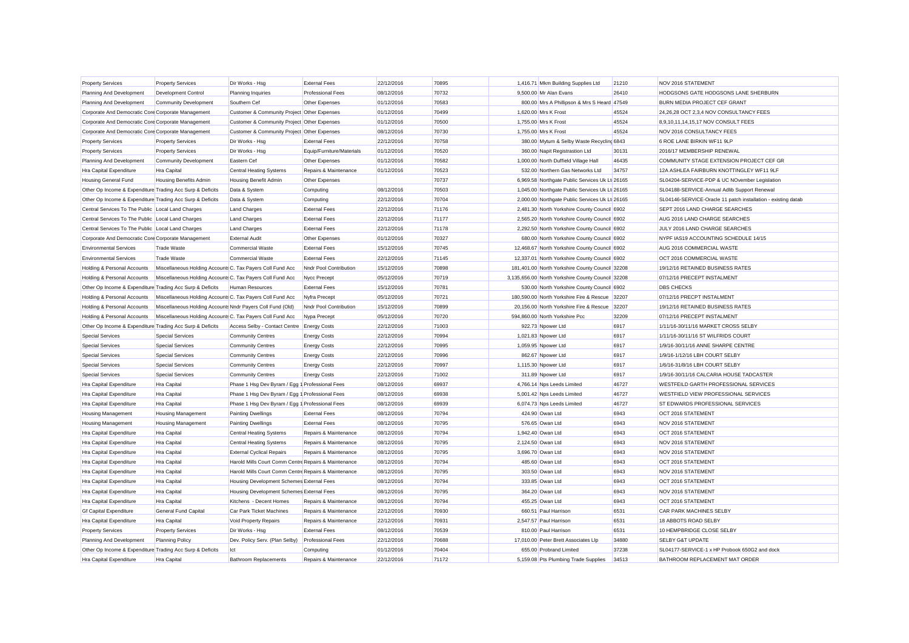| Property Services | Property Services | Dir Works - Hsg | External Fees | 22/12/2016 | 70895 | 1,416.71 | Mkm Building Supplies Ltd | 21210 | NOV 2016 STATEMENT |
|---|---|---|---|---|---|---|---|---|---|
| Planning And Development | Development Control | Planning Inquiries | Professional Fees | 08/12/2016 | 70732 | 9,500.00 | Mr Alan Evans | 26410 | HODGSONS GATE HODGSONS LANE SHERBURN |
| Planning And Development | Community Development | Southern Cef | Other Expenses | 01/12/2016 | 70583 | 800.00 | Mrs A Phillipson & Mrs S Heard | 47549 | BURN MEDIA PROJECT CEF GRANT |
| Corporate And Democratic Core | Corporate Management | Customer & Community Project | Other Expenses | 01/12/2016 | 70499 | 1,620.00 | Mrs K Frost | 45524 | 24,26,28 OCT 2,3,4 NOV CONSULTANCY FEES |
| Corporate And Democratic Core | Corporate Management | Customer & Community Project | Other Expenses | 01/12/2016 | 70500 | 1,755.00 | Mrs K Frost | 45524 | 8,9,10,11,14,15,17 NOV CONSULT FEES |
| Corporate And Democratic Core | Corporate Management | Customer & Community Project | Other Expenses | 08/12/2016 | 70730 | 1,755.00 | Mrs K Frost | 45524 | NOV 2016 CONSULTANCY FEES |
| Property Services | Property Services | Dir Works - Hsg | External Fees | 22/12/2016 | 70758 | 380.00 | Mytum & Selby Waste Recycling | 6843 | 6 ROE LANE BIRKIN WF11 9LP |
| Property Services | Property Services | Dir Works - Hsg | Equip/Furniture/Materials | 01/12/2016 | 70520 | 360.00 | Napit Registrastion Ltd | 30131 | 2016/17 MEMBERSHIP RENEWAL |
| Planning And Development | Community Development | Eastern Cef | Other Expenses | 01/12/2016 | 70582 | 1,000.00 | North Duffield Village Hall | 46435 | COMMUNITY STAGE EXTENSION PROJECT CEF GR |
| Hra Capital Expenditure | Hra Capital | Central Heating Systems | Repairs & Maintenance | 01/12/2016 | 70523 | 532.00 | Northern Gas Networks Ltd | 34757 | 12A ASHLEA FAIRBURN KNOTTINGLEY WF11 9LF |
| Housing General Fund | Housing Benefits Admin | Housing Benefit Admin | Other Expenses | | 70737 | 6,969.58 | Northgate Public Services Uk Lt | 26165 | SL04204-SERVICE-PDP & UC NOvember Legislation |
| Other Op Income & Expenditure | Trading Acc Surp & Deficits | Data & System | Computing | 08/12/2016 | 70503 | 1,045.00 | Northgate Public Services Uk Lt | 26165 | SL04188-SERVICE-Annual Adlib Support Renewal |
| Other Op Income & Expenditure | Trading Acc Surp & Deficits | Data & System | Computing | 22/12/2016 | 70704 | 2,000.00 | Northgate Public Services Uk Lt | 26165 | SL04146-SERVICE-Oracle 11 patch installation - existing datab |
| Central Services To The Public | Local Land Charges | Land Charges | External Fees | 22/12/2016 | 71176 | 2,481.30 | North Yorkshire County Council | 6902 | SEPT 2016 LAND CHARGE SEARCHES |
| Central Services To The Public | Local Land Charges | Land Charges | External Fees | 22/12/2016 | 71177 | 2,565.20 | North Yorkshire County Council | 6902 | AUG 2016 LAND CHARGE SEARCHES |
| Central Services To The Public | Local Land Charges | Land Charges | External Fees | 22/12/2016 | 71178 | 2,292.50 | North Yorkshire County Council | 6902 | JULY 2016 LAND CHARGE SEARCHES |
| Corporate And Democratic Core | Corporate Management | External Audit | Other Expenses | 01/12/2016 | 70327 | 680.00 | North Yorkshire County Council | 6902 | NYPF IAS19 ACCOUNTING SCHEDULE 14/15 |
| Environmental Services | Trade Waste | Commercial Waste | External Fees | 15/12/2016 | 70745 | 12,468.67 | North Yorkshire County Council | 6902 | AUG 2016 COMMERCIAL WASTE |
| Environmental Services | Trade Waste | Commercial Waste | External Fees | 22/12/2016 | 71145 | 12,337.01 | North Yorkshire County Council | 6902 | OCT 2016 COMMERCIAL WASTE |
| Holding & Personal Accounts | Miscellaneous Holding Accounts | C. Tax Payers Coll Fund Acc | Nndr Pool Contribution | 15/12/2016 | 70898 | 181,401.00 | North Yorkshire County Council | 32208 | 19/12/16 RETAINED BUSINESS RATES |
| Holding & Personal Accounts | Miscellaneous Holding Accounts | C. Tax Payers Coll Fund Acc | Nycc Precept | 05/12/2016 | 70719 | 3,135,656.00 | North Yorkshire County Council | 32208 | 07/12/16 PRECEPT INSTALMENT |
| Other Op Income & Expenditure | Trading Acc Surp & Deficits | Human Resources | External Fees | 15/12/2016 | 70781 | 530.00 | North Yorkshire County Council | 6902 | DBS CHECKS |
| Holding & Personal Accounts | Miscellaneous Holding Accounts | C. Tax Payers Coll Fund Acc | Nyfra Precept | 05/12/2016 | 70721 | 180,590.00 | North Yorkshire Fire & Rescue | 32207 | 07/12/16 PRECPT INSTALMENT |
| Holding & Personal Accounts | Miscellaneous Holding Accounts | Nndr Payers Coll Fund (Old) | Nndr Pool Contribution | 15/12/2016 | 70899 | 20,156.00 | North Yorkshire Fire & Rescue | 32207 | 19/12/16 RETAINED BUSINESS RATES |
| Holding & Personal Accounts | Miscellaneous Holding Accounts | C. Tax Payers Coll Fund Acc | Nypa Precept | 05/12/2016 | 70720 | 594,860.00 | North Yorkshire Pcc | 32209 | 07/12/16 PRECEPT INSTALMENT |
| Other Op Income & Expenditure | Trading Acc Surp & Deficits | Access Selby - Contact Centre | Energy Costs | 22/12/2016 | 71003 | 922.73 | Npower Ltd | 6917 | 1/11/16-30/11/16 MARKET CROSS SELBY |
| Special Services | Special Services | Community Centres | Energy Costs | 22/12/2016 | 70994 | 1,021.83 | Npower Ltd | 6917 | 1/11/16-30/11/16 ST WILFRIDS COURT |
| Special Services | Special Services | Community Centres | Energy Costs | 22/12/2016 | 70995 | 1,059.95 | Npower Ltd | 6917 | 1/9/16-30/11/16 ANNE SHARPE CENTRE |
| Special Services | Special Services | Community Centres | Energy Costs | 22/12/2016 | 70996 | 862.67 | Npower Ltd | 6917 | 1/9/16-1/12/16 LBH COURT SELBY |
| Special Services | Special Services | Community Centres | Energy Costs | 22/12/2016 | 70997 | 1,115.30 | Npower Ltd | 6917 | 1/6/16-31/8/16 LBH COURT SELBY |
| Special Services | Special Services | Community Centres | Energy Costs | 22/12/2016 | 71002 | 311.89 | Npower Ltd | 6917 | 1/9/16-30/11/16 CALCARIA HOUSE TADCASTER |
| Hra Capital Expenditure | Hra Capital | Phase 1 Hsg Dev Byram / Egg 1 | Professional Fees | 08/12/2016 | 69937 | 4,766.14 | Nps Leeds Limited | 46727 | WESTFEILD GARTH PROFESSIONAL SERVICES |
| Hra Capital Expenditure | Hra Capital | Phase 1 Hsg Dev Byram / Egg 1 | Professional Fees | 08/12/2016 | 69938 | 5,001.42 | Nps Leeds Limited | 46727 | WESTFIELD VIEW PROFESSIONAL SERVICES |
| Hra Capital Expenditure | Hra Capital | Phase 1 Hsg Dev Byram / Egg 1 | Professional Fees | 08/12/2016 | 69939 | 6,074.73 | Nps Leeds Limited | 46727 | ST EDWARDS PROFESSIONAL SERVICES |
| Housing Management | Housing Management | Painting Dwellings | External Fees | 08/12/2016 | 70794 | 424.90 | Owan Ltd | 6943 | OCT 2016 STATEMENT |
| Housing Management | Housing Management | Painting Dwellings | External Fees | 08/12/2016 | 70795 | 576.65 | Owan Ltd | 6943 | NOV 2016 STATEMENT |
| Hra Capital Expenditure | Hra Capital | Central Heating Systems | Repairs & Maintenance | 08/12/2016 | 70794 | 1,942.40 | Owan Ltd | 6943 | OCT 2016 STATEMENT |
| Hra Capital Expenditure | Hra Capital | Central Heating Systems | Repairs & Maintenance | 08/12/2016 | 70795 | 2,124.50 | Owan Ltd | 6943 | NOV 2016 STATEMENT |
| Hra Capital Expenditure | Hra Capital | External Cyclical Repairs | Repairs & Maintenance | 08/12/2016 | 70795 | 3,696.70 | Owan Ltd | 6943 | NOV 2016 STATEMENT |
| Hra Capital Expenditure | Hra Capital | Harold Mills Court Comm Centre | Repairs & Maintenance | 08/12/2016 | 70794 | 485.60 | Owan Ltd | 6943 | OCT 2016 STATEMENT |
| Hra Capital Expenditure | Hra Capital | Harold Mills Court Comm Centre | Repairs & Maintenance | 08/12/2016 | 70795 | 303.50 | Owan Ltd | 6943 | NOV 2016 STATEMENT |
| Hra Capital Expenditure | Hra Capital | Housing Development Schemes | External Fees | 08/12/2016 | 70794 | 333.85 | Owan Ltd | 6943 | OCT 2016 STATEMENT |
| Hra Capital Expenditure | Hra Capital | Housing Development Schemes | External Fees | 08/12/2016 | 70795 | 364.20 | Owan Ltd | 6943 | NOV 2016 STATEMENT |
| Hra Capital Expenditure | Hra Capital | Kitchens - Decent Homes | Repairs & Maintenance | 08/12/2016 | 70794 | 455.25 | Owan Ltd | 6943 | OCT 2016 STATEMENT |
| Gf Capital Expenditure | General Fund Capital | Car Park Ticket Machines | Repairs & Maintenance | 22/12/2016 | 70930 | 660.51 | Paul Harrison | 6531 | CAR PARK MACHINES SELBY |
| Hra Capital Expenditure | Hra Capital | Void Property Repairs | Repairs & Maintenance | 22/12/2016 | 70931 | 2,547.57 | Paul Harrison | 6531 | 18 ABBOTS ROAD SELBY |
| Property Services | Property Services | Dir Works - Hsg | External Fees | 08/12/2016 | 70539 | 810.00 | Paul Harrison | 6531 | 10 HEMPBRIDGE CLOSE SELBY |
| Planning And Development | Planning Policy | Dev. Policy Serv. (Plan Selby) | Professional Fees | 22/12/2016 | 70688 | 17,010.00 | Peter Brett Associates Llp | 34880 | SELBY G&T UPDATE |
| Other Op Income & Expenditure | Trading Acc Surp & Deficits | Ict | Computing | 01/12/2016 | 70404 | 655.00 | Probrand Limited | 37238 | SL04177-SERVICE-1 x HP Probook 650G2 and dock |
| Hra Capital Expenditure | Hra Capital | Bathroom Replacements | Repairs & Maintenance | 22/12/2016 | 71172 | 5,159.08 | Pts Plumbing Trade Supplies | 34513 | BATHROOM REPLACEMENT MAT ORDER |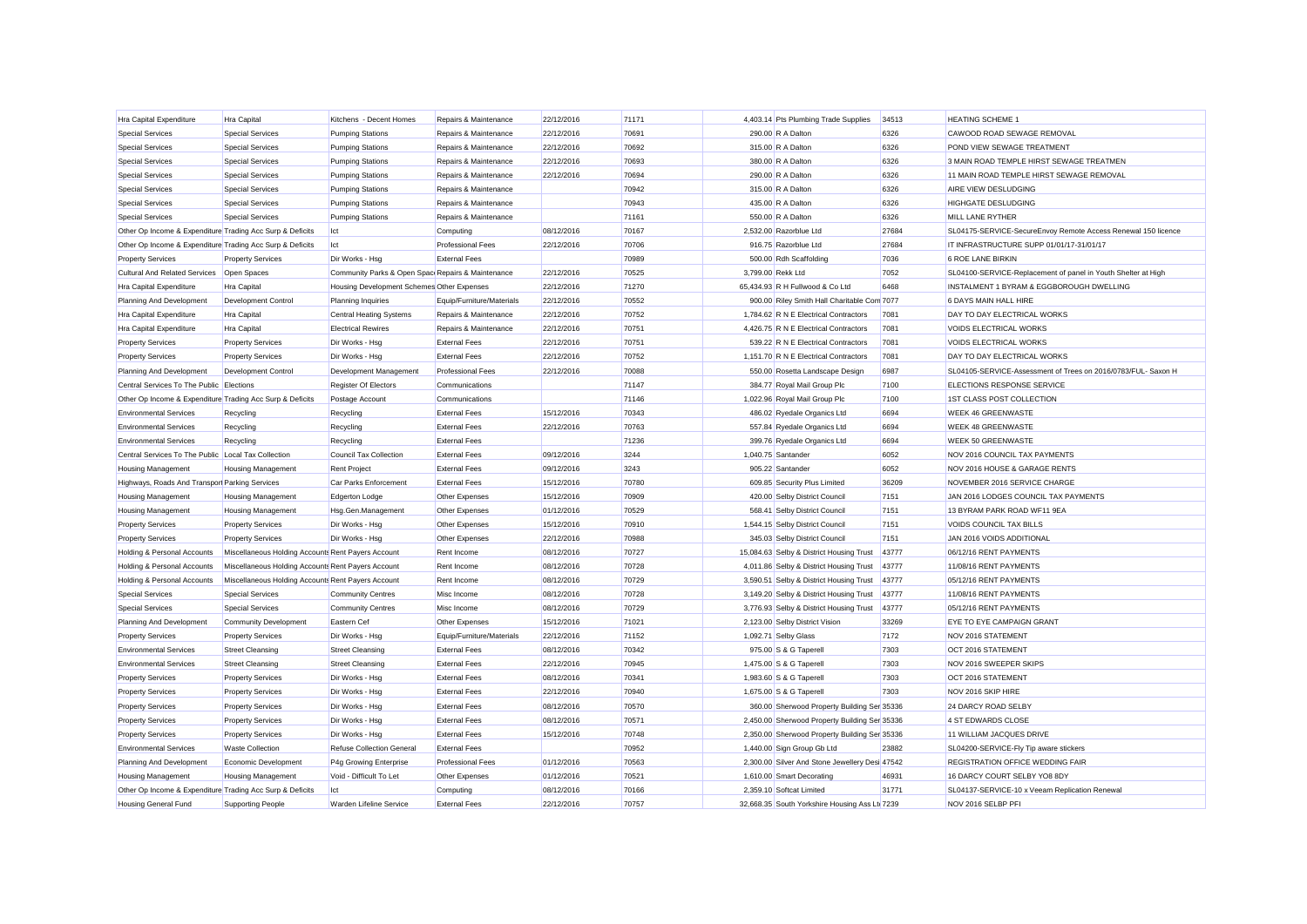| Hra Capital Expenditure | Hra Capital | Kitchens - Decent Homes | Repairs & Maintenance | 22/12/2016 | 71171 | 4,403.14 | Pts Plumbing Trade Supplies | 34513 | HEATING SCHEME 1 |
|---|---|---|---|---|---|---|---|---|---|
| Special Services | Special Services | Pumping Stations | Repairs & Maintenance | 22/12/2016 | 70691 | 290.00 | R A Dalton | 6326 | CAWOOD ROAD SEWAGE REMOVAL |
| Special Services | Special Services | Pumping Stations | Repairs & Maintenance | 22/12/2016 | 70692 | 315.00 | R A Dalton | 6326 | POND VIEW SEWAGE TREATMENT |
| Special Services | Special Services | Pumping Stations | Repairs & Maintenance | 22/12/2016 | 70693 | 380.00 | R A Dalton | 6326 | 3 MAIN ROAD TEMPLE HIRST SEWAGE TREATMEN |
| Special Services | Special Services | Pumping Stations | Repairs & Maintenance | 22/12/2016 | 70694 | 290.00 | R A Dalton | 6326 | 11 MAIN ROAD TEMPLE HIRST SEWAGE REMOVAL |
| Special Services | Special Services | Pumping Stations | Repairs & Maintenance | | 70942 | 315.00 | R A Dalton | 6326 | AIRE VIEW DESLUDGING |
| Special Services | Special Services | Pumping Stations | Repairs & Maintenance | | 70943 | 435.00 | R A Dalton | 6326 | HIGHGATE DESLUDGING |
| Special Services | Special Services | Pumping Stations | Repairs & Maintenance | | 71161 | 550.00 | R A Dalton | 6326 | MILL LANE RYTHER |
| Other Op Income & Expenditure | Trading Acc Surp & Deficits | Ict | Computing | 08/12/2016 | 70167 | 2,532.00 | Razorblue Ltd | 27684 | SL04175-SERVICE-SecureEnvoy Remote Access Renewal 150 licence |
| Other Op Income & Expenditure | Trading Acc Surp & Deficits | Ict | Professional Fees | 22/12/2016 | 70706 | 916.75 | Razorblue Ltd | 27684 | IT INFRASTRUCTURE SUPP 01/01/17-31/01/17 |
| Property Services | Property Services | Dir Works - Hsg | External Fees | | 70989 | 500.00 | Rdh Scaffolding | 7036 | 6 ROE LANE BIRKIN |
| Cultural And Related Services | Open Spaces | Community Parks & Open Spaces | Repairs & Maintenance | 22/12/2016 | 70525 | 3,799.00 | Rekk Ltd | 7052 | SL04100-SERVICE-Replacement of panel in Youth Shelter at High |
| Hra Capital Expenditure | Hra Capital | Housing Development Schemes | Other Expenses | 22/12/2016 | 71270 | 65,434.93 | R H Fullwood & Co Ltd | 6468 | INSTALMENT 1 BYRAM & EGGBOROUGH DWELLING |
| Planning And Development | Development Control | Planning Inquiries | Equip/Furniture/Materials | 22/12/2016 | 70552 | 900.00 | Riley Smith Hall Charitable Com | 7077 | 6 DAYS MAIN HALL HIRE |
| Hra Capital Expenditure | Hra Capital | Central Heating Systems | Repairs & Maintenance | 22/12/2016 | 70752 | 1,784.62 | R N E Electrical Contractors | 7081 | DAY TO DAY ELECTRICAL WORKS |
| Hra Capital Expenditure | Hra Capital | Electrical Rewires | Repairs & Maintenance | 22/12/2016 | 70751 | 4,426.75 | R N E Electrical Contractors | 7081 | VOIDS ELECTRICAL WORKS |
| Property Services | Property Services | Dir Works - Hsg | External Fees | 22/12/2016 | 70751 | 539.22 | R N E Electrical Contractors | 7081 | VOIDS ELECTRICAL WORKS |
| Property Services | Property Services | Dir Works - Hsg | External Fees | 22/12/2016 | 70752 | 1,151.70 | R N E Electrical Contractors | 7081 | DAY TO DAY ELECTRICAL WORKS |
| Planning And Development | Development Control | Development Management | Professional Fees | 22/12/2016 | 70088 | 550.00 | Rosetta Landscape Design | 6987 | SL04105-SERVICE-Assessment of Trees on 2016/0783/FUL- Saxon H |
| Central Services To The Public | Elections | Register Of Electors | Communications | | 71147 | 384.77 | Royal Mail Group Plc | 7100 | ELECTIONS RESPONSE SERVICE |
| Other Op Income & Expenditure | Trading Acc Surp & Deficits | Postage Account | Communications | | 71146 | 1,022.96 | Royal Mail Group Plc | 7100 | 1ST CLASS POST COLLECTION |
| Environmental Services | Recycling | Recycling | External Fees | 15/12/2016 | 70343 | 486.02 | Ryedale Organics Ltd | 6694 | WEEK 46 GREENWASTE |
| Environmental Services | Recycling | Recycling | External Fees | 22/12/2016 | 70763 | 557.84 | Ryedale Organics Ltd | 6694 | WEEK 48 GREENWASTE |
| Environmental Services | Recycling | Recycling | External Fees | | 71236 | 399.76 | Ryedale Organics Ltd | 6694 | WEEK 50 GREENWASTE |
| Central Services To The Public | Local Tax Collection | Council Tax Collection | External Fees | 09/12/2016 | 3244 | 1,040.75 | Santander | 6052 | NOV 2016 COUNCIL TAX PAYMENTS |
| Housing Management | Housing Management | Rent Project | External Fees | 09/12/2016 | 3243 | 905.22 | Santander | 6052 | NOV 2016 HOUSE & GARAGE RENTS |
| Highways, Roads And Transport | Parking Services | Car Parks Enforcement | External Fees | 15/12/2016 | 70780 | 609.85 | Security Plus Limited | 36209 | NOVEMBER 2016 SERVICE CHARGE |
| Housing Management | Housing Management | Edgerton Lodge | Other Expenses | 15/12/2016 | 70909 | 420.00 | Selby District Council | 7151 | JAN 2016 LODGES COUNCIL TAX PAYMENTS |
| Housing Management | Housing Management | Hsg.Gen.Management | Other Expenses | 01/12/2016 | 70529 | 568.41 | Selby District Council | 7151 | 13 BYRAM PARK ROAD WF11 9EA |
| Property Services | Property Services | Dir Works - Hsg | Other Expenses | 15/12/2016 | 70910 | 1,544.15 | Selby District Council | 7151 | VOIDS COUNCIL TAX BILLS |
| Property Services | Property Services | Dir Works - Hsg | Other Expenses | 22/12/2016 | 70988 | 345.03 | Selby District Council | 7151 | JAN 2016 VOIDS ADDITIONAL |
| Holding & Personal Accounts | Miscellaneous Holding Accounts | Rent Payers Account | Rent Income | 08/12/2016 | 70727 | 15,084.63 | Selby & District Housing Trust | 43777 | 06/12/16 RENT PAYMENTS |
| Holding & Personal Accounts | Miscellaneous Holding Accounts | Rent Payers Account | Rent Income | 08/12/2016 | 70728 | 4,011.86 | Selby & District Housing Trust | 43777 | 11/08/16 RENT PAYMENTS |
| Holding & Personal Accounts | Miscellaneous Holding Accounts | Rent Payers Account | Rent Income | 08/12/2016 | 70729 | 3,590.51 | Selby & District Housing Trust | 43777 | 05/12/16 RENT PAYMENTS |
| Special Services | Special Services | Community Centres | Misc Income | 08/12/2016 | 70728 | 3,149.20 | Selby & District Housing Trust | 43777 | 11/08/16 RENT PAYMENTS |
| Special Services | Special Services | Community Centres | Misc Income | 08/12/2016 | 70729 | 3,776.93 | Selby & District Housing Trust | 43777 | 05/12/16 RENT PAYMENTS |
| Planning And Development | Community Development | Eastern Cef | Other Expenses | 15/12/2016 | 71021 | 2,123.00 | Selby District Vision | 33269 | EYE TO EYE CAMPAIGN GRANT |
| Property Services | Property Services | Dir Works - Hsg | Equip/Furniture/Materials | 22/12/2016 | 71152 | 1,092.71 | Selby Glass | 7172 | NOV 2016 STATEMENT |
| Environmental Services | Street Cleansing | Street Cleansing | External Fees | 08/12/2016 | 70342 | 975.00 | S & G Taperell | 7303 | OCT 2016 STATEMENT |
| Environmental Services | Street Cleansing | Street Cleansing | External Fees | 22/12/2016 | 70945 | 1,475.00 | S & G Taperell | 7303 | NOV 2016 SWEEPER SKIPS |
| Property Services | Property Services | Dir Works - Hsg | External Fees | 08/12/2016 | 70341 | 1,983.60 | S & G Taperell | 7303 | OCT 2016 STATEMENT |
| Property Services | Property Services | Dir Works - Hsg | External Fees | 22/12/2016 | 70940 | 1,675.00 | S & G Taperell | 7303 | NOV 2016 SKIP HIRE |
| Property Services | Property Services | Dir Works - Hsg | External Fees | 08/12/2016 | 70570 | 360.00 | Sherwood Property Building Ser | 35336 | 24 DARCY ROAD SELBY |
| Property Services | Property Services | Dir Works - Hsg | External Fees | 08/12/2016 | 70571 | 2,450.00 | Sherwood Property Building Ser | 35336 | 4 ST EDWARDS CLOSE |
| Property Services | Property Services | Dir Works - Hsg | External Fees | 15/12/2016 | 70748 | 2,350.00 | Sherwood Property Building Ser | 35336 | 11 WILLIAM JACQUES DRIVE |
| Environmental Services | Waste Collection | Refuse Collection General | External Fees | | 70952 | 1,440.00 | Sign Group Gb Ltd | 23882 | SL04200-SERVICE-Fly Tip aware stickers |
| Planning And Development | Economic Development | P4g Growing Enterprise | Professional Fees | 01/12/2016 | 70563 | 2,300.00 | Silver And Stone Jewellery Desi | 47542 | REGISTRATION OFFICE WEDDING FAIR |
| Housing Management | Housing Management | Void - Difficult To Let | Other Expenses | 01/12/2016 | 70521 | 1,610.00 | Smart Decorating | 46931 | 16 DARCY COURT SELBY YO8 8DY |
| Other Op Income & Expenditure | Trading Acc Surp & Deficits | Ict | Computing | 08/12/2016 | 70166 | 2,359.10 | Softcat Limited | 31771 | SL04137-SERVICE-10 x Veeam Replication Renewal |
| Housing General Fund | Supporting People | Warden Lifeline Service | External Fees | 22/12/2016 | 70757 | 32,668.35 | South Yorkshire Housing Ass Ltd | 7239 | NOV 2016 SELBP PFI |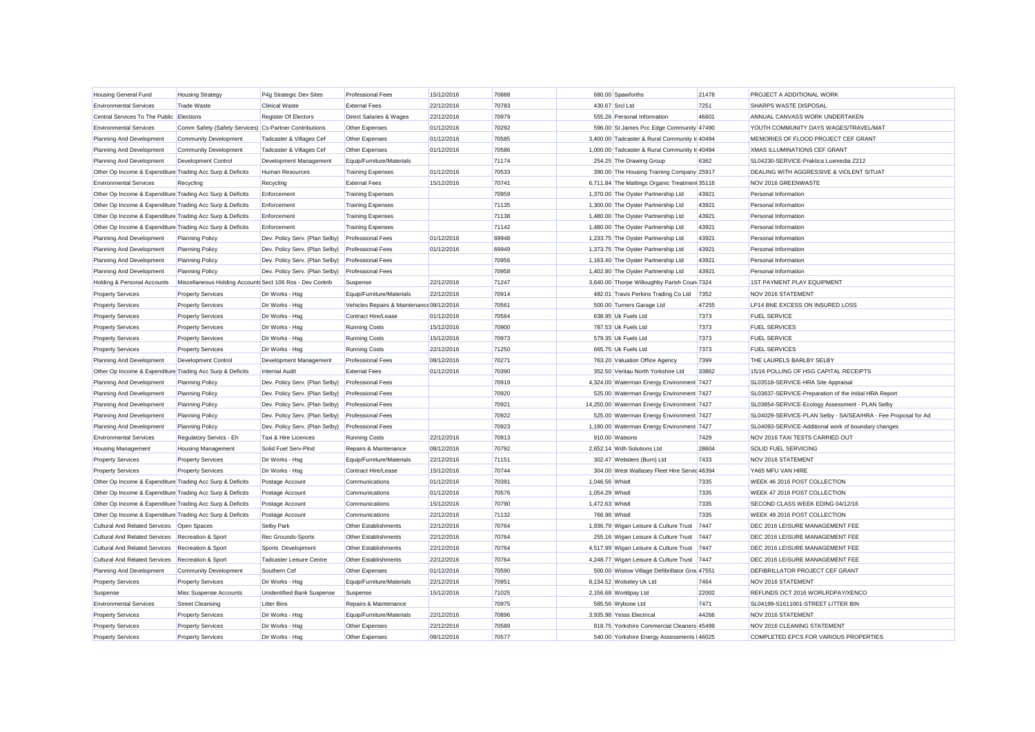| | | | | | | | | | |
|---|---|---|---|---|---|---|---|---|---|
| Housing General Fund | Housing Strategy | P4g Strategic Dev Sites | Professional Fees | 15/12/2016 | 70888 | 680.00 | Spawforths | 21478 | PROJECT A ADDITIONAL WORK |
| Environmental Services | Trade Waste | Clinical Waste | External Fees | 22/12/2016 | 70783 | 430.67 | Srcl Ltd | 7251 | SHARPS WASTE DISPOSAL |
| Central Services To The Public | Elections | Register Of Electors | Direct Salaries & Wages | 22/12/2016 | 70979 | 555.26 | Personal Information | 46601 | ANNUAL CANVASS WORK UNDERTAKEN |
| Environmental Services | Comm Safety (Safety Services) | Cs-Partner Contributions | Other Expenses | 01/12/2016 | 70292 | 596.00 | St James Pcc Edge Community | 47490 | YOUTH COMMUNITY DAYS WAGES/TRAVEL/MAT |
| Planning And Development | Community Development | Tadcaster & Villages Cef | Other Expenses | 01/12/2016 | 70585 | 3,400.00 | Tadcaster & Rural Community I | 40494 | MEMORIES OF FLOOD PROJECT CEF GRANT |
| Planning And Development | Community Development | Tadcaster & Villages Cef | Other Expenses | 01/12/2016 | 70586 | 1,000.00 | Tadcaster & Rural Community I | 40494 | XMAS ILLUMINATIONS CEF GRANT |
| Planning And Development | Development Control | Development Management | Equip/Furniture/Materials | | 71174 | 254.25 | The Drawing Group | 6362 | SL04230-SERVICE-Praktica Luxmedia Z212 |
| Other Op Income & Expenditure | Trading Acc Surp & Deficits | Human Resources | Training Expenses | 01/12/2016 | 70533 | 390.00 | The Housing Training Company | 25917 | DEALING WITH AGGRESSIVE & VIOLENT SITUAT |
| Environmental Services | Recycling | Recycling | External Fees | 15/12/2016 | 70741 | 6,711.84 | The Maltings Organic Treatment | 35116 | NOV 2016 GREENWASTE |
| Other Op Income & Expenditure | Trading Acc Surp & Deficits | Enforcement | Training Expenses | | 70959 | 1,370.00 | The Oyster Partnership Ltd | 43921 | Personal Information |
| Other Op Income & Expenditure | Trading Acc Surp & Deficits | Enforcement | Training Expenses | | 71135 | 1,300.00 | The Oyster Partnership Ltd | 43921 | Personal Information |
| Other Op Income & Expenditure | Trading Acc Surp & Deficits | Enforcement | Training Expenses | | 71138 | 1,480.00 | The Oyster Partnership Ltd | 43921 | Personal Information |
| Other Op Income & Expenditure | Trading Acc Surp & Deficits | Enforcement | Training Expenses | | 71142 | 1,480.00 | The Oyster Partnership Ltd | 43921 | Personal Information |
| Planning And Development | Planning Policy | Dev. Policy Serv. (Plan Selby) | Professional Fees | 01/12/2016 | 69948 | 1,233.75 | The Oyster Partnership Ltd | 43921 | Personal Information |
| Planning And Development | Planning Policy | Dev. Policy Serv. (Plan Selby) | Professional Fees | 01/12/2016 | 69949 | 1,373.75 | The Oyster Partnership Ltd | 43921 | Personal Information |
| Planning And Development | Planning Policy | Dev. Policy Serv. (Plan Selby) | Professional Fees | | 70956 | 1,163.40 | The Oyster Partnership Ltd | 43921 | Personal Information |
| Planning And Development | Planning Policy | Dev. Policy Serv. (Plan Selby) | Professional Fees | | 70958 | 1,402.80 | The Oyster Partnership Ltd | 43921 | Personal Information |
| Holding & Personal Accounts | Miscellaneous Holding Accounts | Sect 106 Ros - Dev Contrib | Suspense | 22/12/2016 | 71247 | 3,640.00 | Thorpe Willoughby Parish Coun | 7324 | 1ST PAYMENT PLAY EQUIPMENT |
| Property Services | Property Services | Dir Works - Hsg | Equip/Furniture/Materials | 22/12/2016 | 70914 | 482.01 | Travis Perkins Trading Co Ltd | 7352 | NOV 2016 STATEMENT |
| Property Services | Property Services | Dir Works - Hsg | Vehicles Repairs & Maintenance | 08/12/2016 | 70561 | 500.00 | Turners Garage Ltd | 47255 | LP14 BNE EXCESS ON INSURED LOSS |
| Property Services | Property Services | Dir Works - Hsg | Contract Hire/Lease | 01/12/2016 | 70564 | 638.95 | Uk Fuels Ltd | 7373 | FUEL SERVICE |
| Property Services | Property Services | Dir Works - Hsg | Running Costs | 15/12/2016 | 70900 | 787.53 | Uk Fuels Ltd | 7373 | FUEL SERVICES |
| Property Services | Property Services | Dir Works - Hsg | Running Costs | 15/12/2016 | 70973 | 579.35 | Uk Fuels Ltd | 7373 | FUEL SERVICE |
| Property Services | Property Services | Dir Works - Hsg | Running Costs | 22/12/2016 | 71250 | 665.75 | Uk Fuels Ltd | 7373 | FUEL SERVICES |
| Planning And Development | Development Control | Development Management | Professional Fees | 08/12/2016 | 70271 | 763.20 | Valuation Office Agency | 7399 | THE LAURELS BARLBY SELBY |
| Other Op Income & Expenditure | Trading Acc Surp & Deficits | Internal Audit | External Fees | 01/12/2016 | 70390 | 352.50 | Veritau North Yorkshire Ltd | 33862 | 15/16 POLLING OF HSG CAPITAL RECEIPTS |
| Planning And Development | Planning Policy | Dev. Policy Serv. (Plan Selby) | Professional Fees | | 70919 | 4,324.00 | Waterman Energy Environment | 7427 | SL03518-SERVICE-HRA Site Appraisal |
| Planning And Development | Planning Policy | Dev. Policy Serv. (Plan Selby) | Professional Fees | | 70920 | 525.00 | Waterman Energy Environment | 7427 | SL03637-SERVICE-Preparation of the Initial HRA Report |
| Planning And Development | Planning Policy | Dev. Policy Serv. (Plan Selby) | Professional Fees | | 70921 | 14,250.00 | Waterman Energy Environment | 7427 | SL03854-SERVICE-Ecology Assessment - PLAN Selby |
| Planning And Development | Planning Policy | Dev. Policy Serv. (Plan Selby) | Professional Fees | | 70922 | 525.00 | Waterman Energy Environment | 7427 | SL04029-SERVICE-PLAN Selby - SA/SEA/HRA - Fee Proposal for Ad |
| Planning And Development | Planning Policy | Dev. Policy Serv. (Plan Selby) | Professional Fees | | 70923 | 1,190.00 | Waterman Energy Environment | 7427 | SL04093-SERVICE-Additional work of boundary changes |
| Environmental Services | Regulatory Servics - Eh | Taxi & Hire Licences | Running Costs | 22/12/2016 | 70913 | 910.00 | Watsons | 7429 | NOV 2016 TAXI TESTS CARRIED OUT |
| Housing Management | Housing Management | Solid Fuel Serv-Plnd | Repairs & Maintenance | 08/12/2016 | 70792 | 2,652.14 | Wdh Solutions Ltd | 28604 | SOLID FUEL SERVICING |
| Property Services | Property Services | Dir Works - Hsg | Equip/Furniture/Materials | 22/12/2016 | 71151 | 302.47 | Websters (Burn) Ltd | 7433 | NOV 2016 STATEMENT |
| Property Services | Property Services | Dir Works - Hsg | Contract Hire/Lease | 15/12/2016 | 70744 | 304.00 | West Wallasey Fleet Hire Servic | 46394 | YA65 MFU VAN HIRE |
| Other Op Income & Expenditure | Trading Acc Surp & Deficits | Postage Account | Communications | 01/12/2016 | 70391 | 1,046.56 | Whistl | 7335 | WEEK 46 2016 POST COLLECTION |
| Other Op Income & Expenditure | Trading Acc Surp & Deficits | Postage Account | Communications | 01/12/2016 | 70576 | 1,054.29 | Whistl | 7335 | WEEK 47 2016 POST COLLECTION |
| Other Op Income & Expenditure | Trading Acc Surp & Deficits | Postage Account | Communications | 15/12/2016 | 70790 | 1,472.63 | Whistl | 7335 | SECOND CLASS WEEK EDING 04/12/16 |
| Other Op Income & Expenditure | Trading Acc Surp & Deficits | Postage Account | Communications | 22/12/2016 | 71132 | 766.98 | Whistl | 7335 | WEEK 49 2016 POST COLLECTION |
| Cultural And Related Services | Open Spaces | Selby Park | Other Establishments | 22/12/2016 | 70764 | 1,936.79 | Wigan Leisure & Culture Trust | 7447 | DEC 2016 LEISURE MANAGEMENT FEE |
| Cultural And Related Services | Recreation & Sport | Rec Grounds-Sports | Other Establishments | 22/12/2016 | 70764 | 255.16 | Wigan Leisure & Culture Trust | 7447 | DEC 2016 LEISURE MANAGEMENT FEE |
| Cultural And Related Services | Recreation & Sport | Sports Development | Other Establishments | 22/12/2016 | 70764 | 4,517.99 | Wigan Leisure & Culture Trust | 7447 | DEC 2016 LEISURE MANAGEMENT FEE |
| Cultural And Related Services | Recreation & Sport | Tadcaster Leisure Centre | Other Establishments | 22/12/2016 | 70764 | 4,248.77 | Wigan Leisure & Culture Trust | 7447 | DEC 2016 LEISURE MANAGEMENT FEE |
| Planning And Development | Community Development | Southern Cef | Other Expenses | 01/12/2016 | 70590 | 500.00 | Wistow Village Defibrillator Grou | 47551 | DEFIBRILLATOR PROJECT CEF GRANT |
| Property Services | Property Services | Dir Works - Hsg | Equip/Furniture/Materials | 22/12/2016 | 70951 | 8,134.52 | Wolseley Uk Ltd | 7464 | NOV 2016 STATEMENT |
| Suspense | Misc Suspense Accounts | Unidentified Bank Suspense | Suspense | 15/12/2016 | 71025 | 2,156.68 | Worldpay Ltd | 22002 | REFUNDS OCT 2016 WORLRDPAY/XENCO |
| Environmental Services | Street Cleansing | Litter Bins | Repairs & Maintenance | | 70975 | 585.56 | Wybone Ltd | 7471 | SL04199-S1611001-STREET LITTER BIN |
| Property Services | Property Services | Dir Works - Hsg | Equip/Furniture/Materials | 22/12/2016 | 70896 | 3,935.98 | Yesss Electrical | 44266 | NOV 2016 STATEMENT |
| Property Services | Property Services | Dir Works - Hsg | Other Expenses | 22/12/2016 | 70589 | 818.75 | Yorkshire Commercial Cleaners | 45499 | NOV 2016 CLEANING STATEMENT |
| Property Services | Property Services | Dir Works - Hsg | Other Expenses | 08/12/2016 | 70577 | 540.00 | Yorkshire Energy Assessments | 46025 | COMPLETED EPCS FOR VARIOUS PROPERTIES |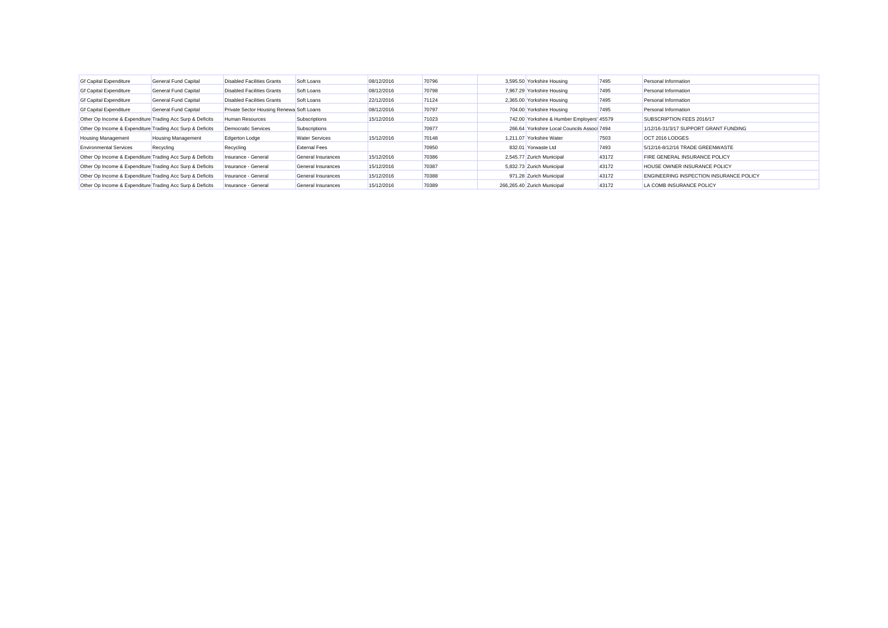| | | | | | | | | | |
|---|---|---|---|---|---|---|---|---|---|
| Gf Capital Expenditure | General Fund Capital | Disabled Facilities Grants | Soft Loans | 08/12/2016 | 70796 | 3,595.50 | Yorkshire Housing | 7495 | Personal Information |
| Gf Capital Expenditure | General Fund Capital | Disabled Facilities Grants | Soft Loans | 08/12/2016 | 70798 | 7,967.29 | Yorkshire Housing | 7495 | Personal Information |
| Gf Capital Expenditure | General Fund Capital | Disabled Facilities Grants | Soft Loans | 22/12/2016 | 71124 | 2,365.00 | Yorkshire Housing | 7495 | Personal Information |
| Gf Capital Expenditure | General Fund Capital | Private Sector Housing Renewa | Soft Loans | 08/12/2016 | 70797 | 704.00 | Yorkshire Housing | 7495 | Personal Information |
| Other Op Income & Expenditure | Trading Acc Surp & Deficits | Human Resources | Subscriptions | 15/12/2016 | 71023 | 742.00 | Yorkshire & Humber Employers' | 45579 | SUBSCRIPTION FEES 2016/17 |
| Other Op Income & Expenditure | Trading Acc Surp & Deficits | Democratic Services | Subscriptions | | 70977 | 266.64 | Yorkshire Local Councils Associ | 7494 | 1/12/16-31/3/17 SUPPORT GRANT FUNDING |
| Housing Management | Housing Management | Edgerton Lodge | Water Services | 15/12/2016 | 70148 | 1,211.07 | Yorkshire Water | 7503 | OCT 2016 LODGES |
| Environmental Services | Recycling | Recycling | External Fees | | 70950 | 832.01 | Yorwaste Ltd | 7493 | 5/12/16-8/12/16 TRADE GREENWASTE |
| Other Op Income & Expenditure | Trading Acc Surp & Deficits | Insurance - General | General Insurances | 15/12/2016 | 70386 | 2,545.77 | Zurich Municipal | 43172 | FIRE GENERAL INSURANCE POLICY |
| Other Op Income & Expenditure | Trading Acc Surp & Deficits | Insurance - General | General Insurances | 15/12/2016 | 70387 | 5,832.73 | Zurich Municipal | 43172 | HOUSE OWNER INSURANCE POLICY |
| Other Op Income & Expenditure | Trading Acc Surp & Deficits | Insurance - General | General Insurances | 15/12/2016 | 70388 | 971.28 | Zurich Municipal | 43172 | ENGINEERING INSPECTION INSURANCE POLICY |
| Other Op Income & Expenditure | Trading Acc Surp & Deficits | Insurance - General | General Insurances | 15/12/2016 | 70389 | 266,265.40 | Zurich Municipal | 43172 | LA COMB INSURANCE POLICY |